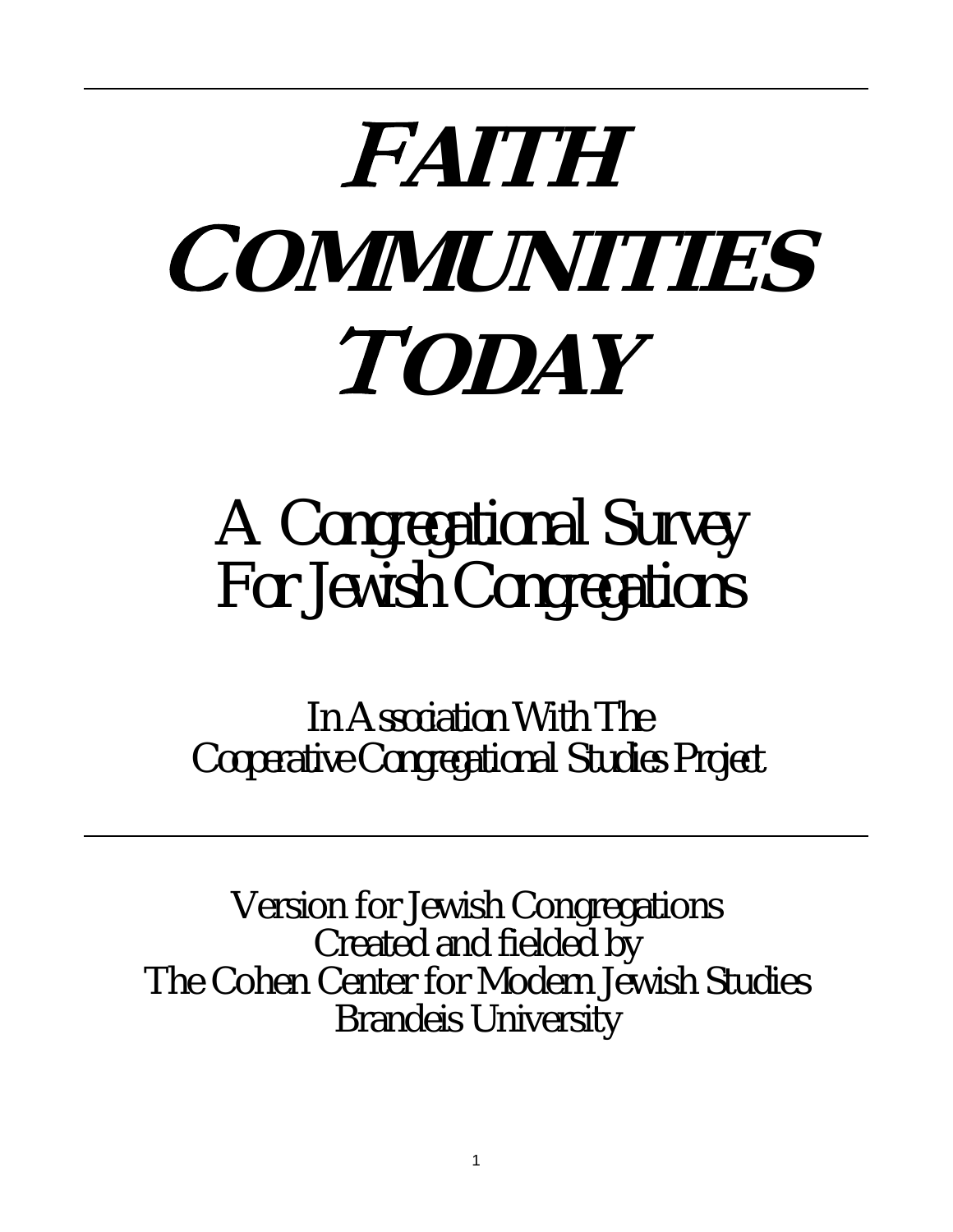# *FAITH COMMUNITIES TODAY*

## A Congregational Survey For Jewish Congregations

In Association With The Cooperative Congregational Studies Project

---

Version for Jewish Congregations
Created and fielded by
The Cohen Center for Modern Jewish Studies
Brandeis University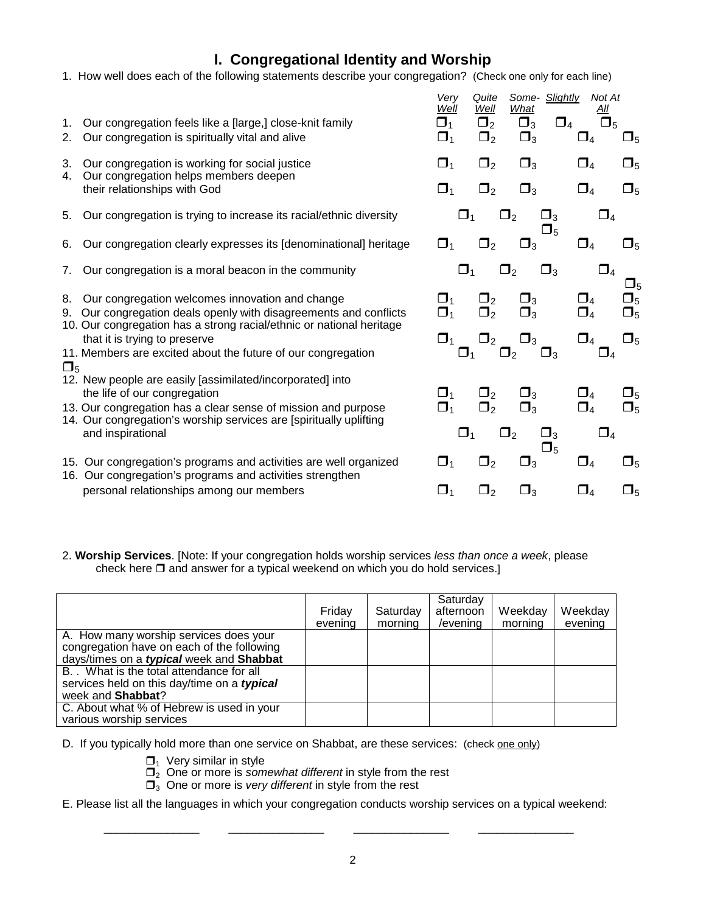# I. Congregational Identity and Worship

1. How well does each of the following statements describe your congregation? (Check one only for each line)

| | *Very Well* | *Quite Well* | *Some-What* | *Slightly* | *Not At All* |
|---|---|---|---|---|---|
| 1. Our congregation feels like a [large,] close-knit family | ❐1 | ❐2 | ❐3 | ❐4 | ❐5 |
| 2. Our congregation is spiritually vital and alive | ❐1 | ❐2 | ❐3 | ❐4 | ❐5 |
| 3. Our congregation is working for social justice | ❐1 | ❐2 | ❐3 | ❐4 | ❐5 |
| 4. Our congregation helps members deepen their relationships with God | ❐1 | ❐2 | ❐3 | ❐4 | ❐5 |
| 5. Our congregation is trying to increase its racial/ethnic diversity | ❐1 | ❐2 | ❐3 | ❐4 | ❐5 |
| 6. Our congregation clearly expresses its [denominational] heritage | ❐1 | ❐2 | ❐3 | ❐4 | ❐5 |
| 7. Our congregation is a moral beacon in the community | ❐1 | ❐2 | ❐3 | ❐4 | ❐5 |
| 8. Our congregation welcomes innovation and change | ❐1 | ❐2 | ❐3 | ❐4 | ❐5 |
| 9. Our congregation deals openly with disagreements and conflicts | ❐1 | ❐2 | ❐3 | ❐4 | ❐5 |
| 10. Our congregation has a strong racial/ethnic or national heritage that it is trying to preserve | ❐1 | ❐2 | ❐3 | ❐4 | ❐5 |
| 11. Members are excited about the future of our congregation | ❐1 | ❐2 | ❐3 | ❐4 | ❐5 |
| 12. New people are easily [assimilated/incorporated] into the life of our congregation | ❐1 | ❐2 | ❐3 | ❐4 | ❐5 |
| 13. Our congregation has a clear sense of mission and purpose | ❐1 | ❐2 | ❐3 | ❐4 | ❐5 |
| 14. Our congregation's worship services are [spiritually uplifting and inspirational | ❐1 | ❐2 | ❐3 | ❐4 | ❐5 |
| 15. Our congregation's programs and activities are well organized | ❐1 | ❐2 | ❐3 | ❐4 | ❐5 |
| 16. Our congregation's programs and activities strengthen personal relationships among our members | ❐1 | ❐2 | ❐3 | ❐4 | ❐5 |

2. **Worship Services**. [Note: If your congregation holds worship services *less than once a week*, please check here ❐ and answer for a typical weekend on which you do hold services.]

| | Friday evening | Saturday morning | Saturday afternoon /evening | Weekday morning | Weekday evening |
|---|---|---|---|---|---|
| A. How many worship services does your congregation have on each of the following days/times on a ***typical*** week and **Shabbat** | | | | | |
| B. . What is the total attendance for all services held on this day/time on a ***typical*** week and **Shabbat**? | | | | | |
| C. About what % of Hebrew is used in your various worship services | | | | | |

D. If you typically hold more than one service on Shabbat, are these services: (check one only)

- ❐1 Very similar in style
- ❐2 One or more is *somewhat different* in style from the rest
- ❐3 One or more is *very different* in style from the rest

E. Please list all the languages in which your congregation conducts worship services on a typical weekend:

_______________ _______________ _______________ _______________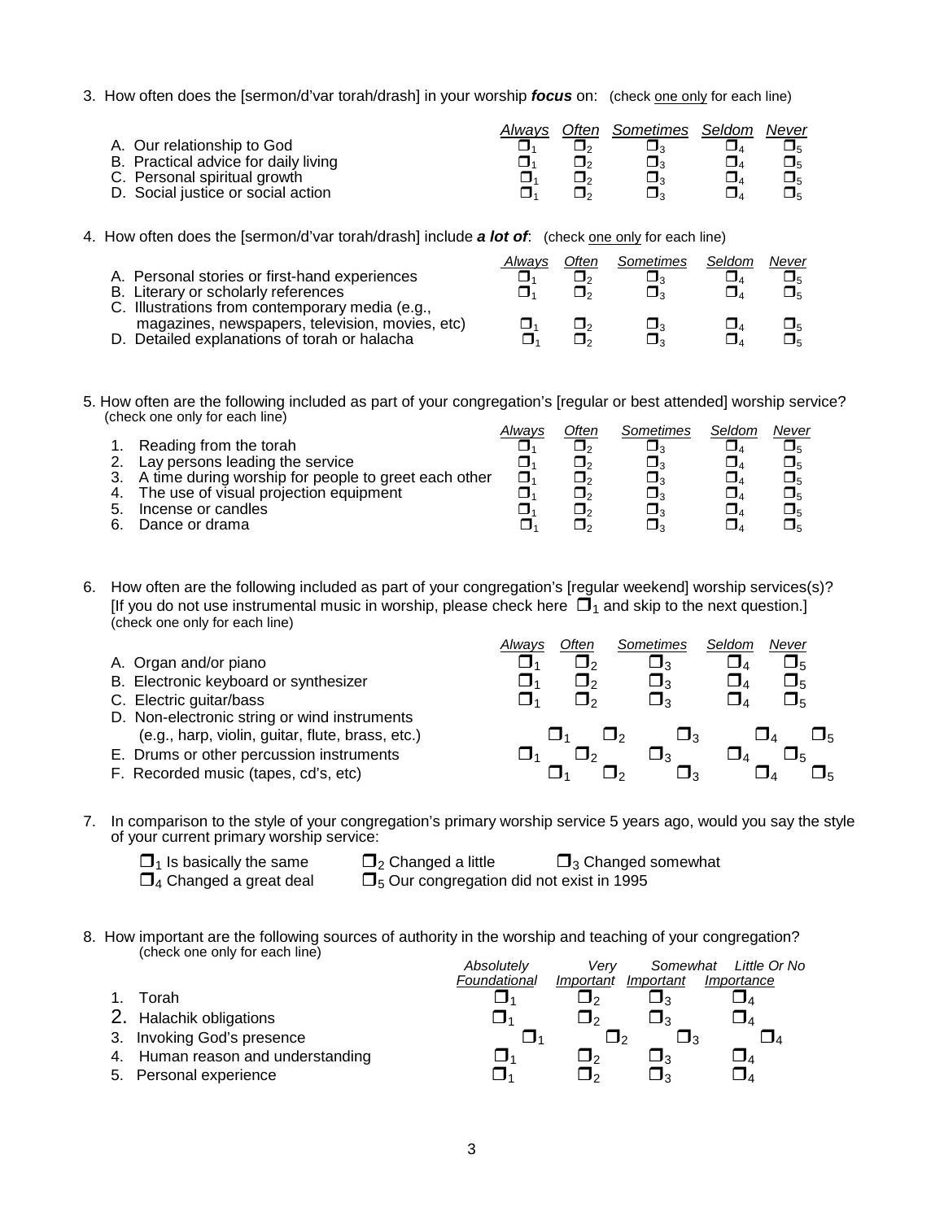3. How often does the [sermon/d'var torah/drash] in your worship ***focus*** on: (check one only for each line)

| | *Always* | *Often* | *Sometimes* | *Seldom* | *Never* |
|---|---|---|---|---|---|
| A. Our relationship to God | ❒ $_1$ | ❒ $_2$ | ❒ $_3$ | ❒ $_4$ | ❒ $_5$ |
| B. Practical advice for daily living | ❒ $_1$ | ❒ $_2$ | ❒ $_3$ | ❒ $_4$ | ❒ $_5$ |
| C. Personal spiritual growth | ❒ $_1$ | ❒ $_2$ | ❒ $_3$ | ❒ $_4$ | ❒ $_5$ |
| D. Social justice or social action | ❒ $_1$ | ❒ $_2$ | ❒ $_3$ | ❒ $_4$ | ❒ $_5$ |

4. How often does the [sermon/d'var torah/drash] include ***a lot of***: (check one only for each line)

| | *Always* | *Often* | *Sometimes* | *Seldom* | *Never* |
|---|---|---|---|---|---|
| A. Personal stories or first-hand experiences | ❒ $_1$ | ❒ $_2$ | ❒ $_3$ | ❒ $_4$ | ❒ $_5$ |
| B. Literary or scholarly references | ❒ $_1$ | ❒ $_2$ | ❒ $_3$ | ❒ $_4$ | ❒ $_5$ |
| C. Illustrations from contemporary media (e.g., magazines, newspapers, television, movies, etc) | ❒ $_1$ | ❒ $_2$ | ❒ $_3$ | ❒ $_4$ | ❒ $_5$ |
| D. Detailed explanations of torah or halacha | ❒ $_1$ | ❒ $_2$ | ❒ $_3$ | ❒ $_4$ | ❒ $_5$ |

5. How often are the following included as part of your congregation's [regular or best attended] worship service? (check one only for each line)

| | *Always* | *Often* | *Sometimes* | *Seldom* | *Never* |
|---|---|---|---|---|---|
| 1. Reading from the torah | ❒ $_1$ | ❒ $_2$ | ❒ $_3$ | ❒ $_4$ | ❒ $_5$ |
| 2. Lay persons leading the service | ❒ $_1$ | ❒ $_2$ | ❒ $_3$ | ❒ $_4$ | ❒ $_5$ |
| 3. A time during worship for people to greet each other | ❒ $_1$ | ❒ $_2$ | ❒ $_3$ | ❒ $_4$ | ❒ $_5$ |
| 4. The use of visual projection equipment | ❒ $_1$ | ❒ $_2$ | ❒ $_3$ | ❒ $_4$ | ❒ $_5$ |
| 5. Incense or candles | ❒ $_1$ | ❒ $_2$ | ❒ $_3$ | ❒ $_4$ | ❒ $_5$ |
| 6. Dance or drama | ❒ $_1$ | ❒ $_2$ | ❒ $_3$ | ❒ $_4$ | ❒ $_5$ |

6. How often are the following included as part of your congregation's [regular weekend] worship services(s)? [If you do not use instrumental music in worship, please check here ❒ $_1$ and skip to the next question.] (check one only for each line)

| | *Always* | *Often* | *Sometimes* | *Seldom* | *Never* |
|---|---|---|---|---|---|
| A. Organ and/or piano | ❒ $_1$ | ❒ $_2$ | ❒ $_3$ | ❒ $_4$ | ❒ $_5$ |
| B. Electronic keyboard or synthesizer | ❒ $_1$ | ❒ $_2$ | ❒ $_3$ | ❒ $_4$ | ❒ $_5$ |
| C. Electric guitar/bass | ❒ $_1$ | ❒ $_2$ | ❒ $_3$ | ❒ $_4$ | ❒ $_5$ |
| D. Non-electronic string or wind instruments (e.g., harp, violin, guitar, flute, brass, etc.) | ❒ $_1$ | ❒ $_2$ | ❒ $_3$ | ❒ $_4$ | ❒ $_5$ |
| E. Drums or other percussion instruments | ❒ $_1$ | ❒ $_2$ | ❒ $_3$ | ❒ $_4$ | ❒ $_5$ |
| F. Recorded music (tapes, cd's, etc) | ❒ $_1$ | ❒ $_2$ | ❒ $_3$ | ❒ $_4$ | ❒ $_5$ |

7. In comparison to the style of your congregation's primary worship service 5 years ago, would you say the style of your current primary worship service:

❒ $_1$ Is basically the same ❒ $_2$ Changed a little ❒ $_3$ Changed somewhat
❒ $_4$ Changed a great deal ❒ $_5$ Our congregation did not exist in 1995

8. How important are the following sources of authority in the worship and teaching of your congregation? (check one only for each line)

| | *Absolutely Foundational* | *Very Important* | *Somewhat Important* | *Little Or No Importance* |
|---|---|---|---|---|
| 1. Torah | ❒ $_1$ | ❒ $_2$ | ❒ $_3$ | ❒ $_4$ |
| 2. Halachik obligations | ❒ $_1$ | ❒ $_2$ | ❒ $_3$ | ❒ $_4$ |
| 3. Invoking God's presence | ❒ $_1$ | ❒ $_2$ | ❒ $_3$ | ❒ $_4$ |
| 4. Human reason and understanding | ❒ $_1$ | ❒ $_2$ | ❒ $_3$ | ❒ $_4$ |
| 5. Personal experience | ❒ $_1$ | ❒ $_2$ | ❒ $_3$ | ❒ $_4$ |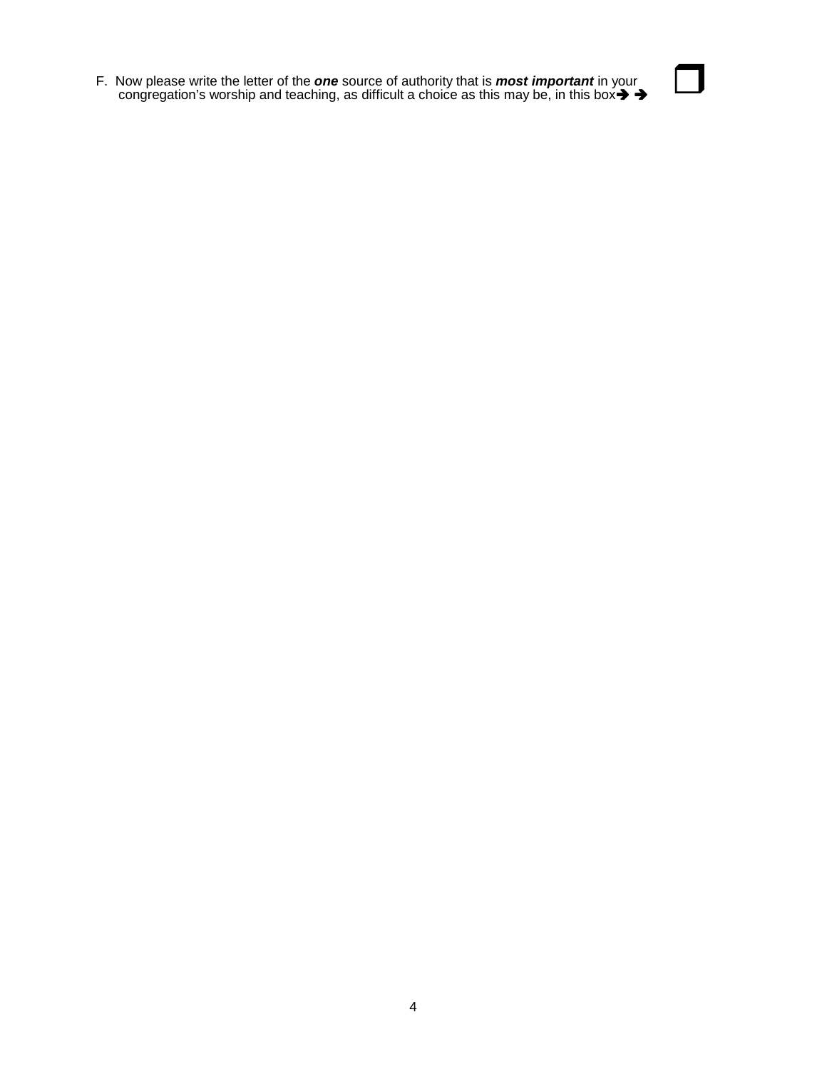F. Now please write the letter of the ***one*** source of authority that is ***most important*** in your congregation's worship and teaching, as difficult a choice as this may be, in this box➔ ➔ ☐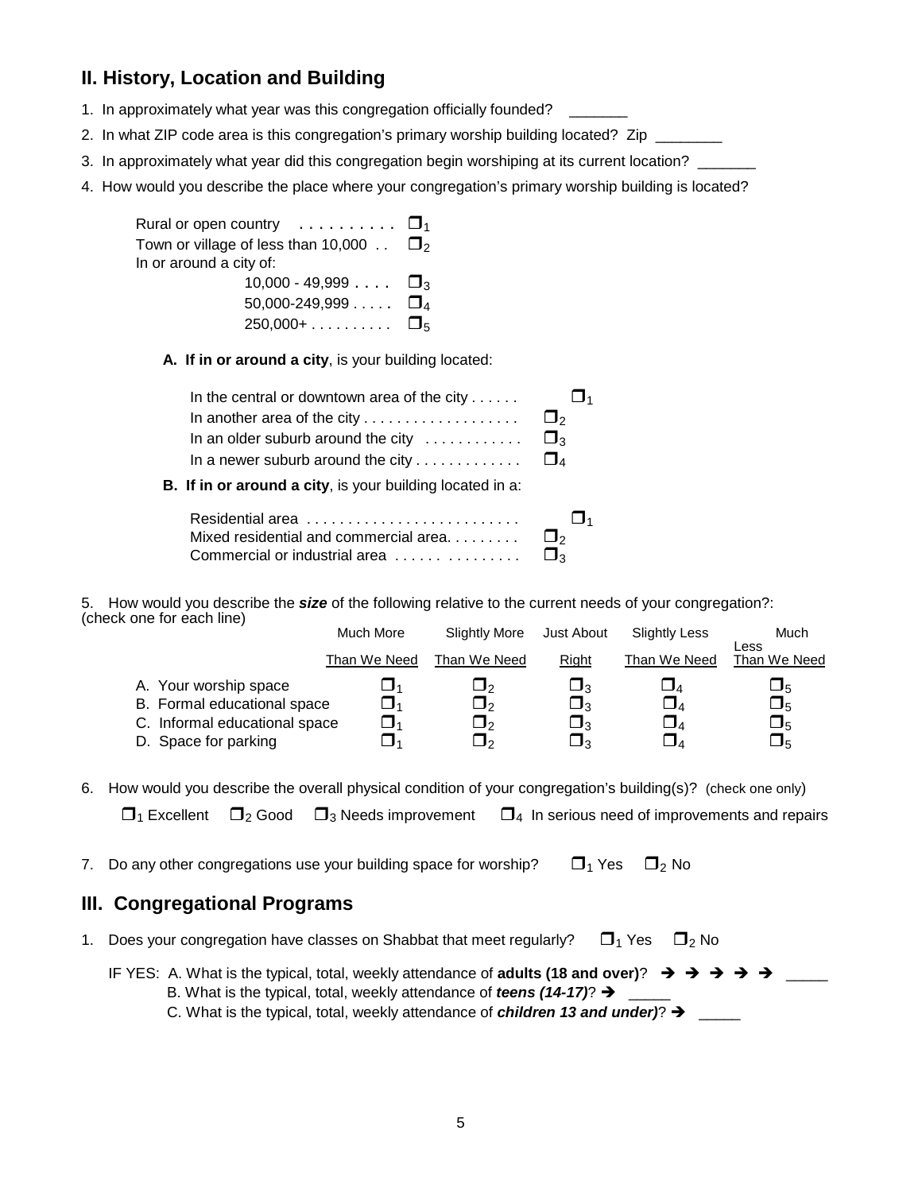## II. History, Location and Building

1. In approximately what year was this congregation officially founded? _______
2. In what ZIP code area is this congregation's primary worship building located? Zip ________
3. In approximately what year did this congregation begin worshiping at its current location? _______
4. How would you describe the place where your congregation's primary worship building is located?

   Rural or open country . . . . . . . . . . ❐$_1$
   Town or village of less than 10,000 . . ❐$_2$
   In or around a city of:
   10,000 - 49,999 . . . . ❐$_3$
   50,000-249,999 . . . . . ❐$_4$
   250,000+ . . . . . . . . . . ❐$_5$

   **A. If in or around a city**, is your building located:

   In the central or downtown area of the city . . . . . . ❐$_1$
   In another area of the city . . . . . . . . . . . . . . . . . . . ❐$_2$
   In an older suburb around the city . . . . . . . . . . . . ❐$_3$
   In a newer suburb around the city . . . . . . . . . . . . . ❐$_4$

   **B. If in or around a city**, is your building located in a:

   Residential area . . . . . . . . . . . . . . . . . . . . . . . . . . ❐$_1$
   Mixed residential and commercial area. . . . . . . . . ❐$_2$
   Commercial or industrial area . . . . . . . . . . . . . . . ❐$_3$

5. How would you describe the ***size*** of the following relative to the current needs of your congregation?: (check one for each line)

| | Much More Than We Need | Slightly More Than We Need | Just About Right | Slightly Less Than We Need | Much Less Than We Need |
|---|---|---|---|---|---|
| A. Your worship space | ❐$_1$ | ❐$_2$ | ❐$_3$ | ❐$_4$ | ❐$_5$ |
| B. Formal educational space | ❐$_1$ | ❐$_2$ | ❐$_3$ | ❐$_4$ | ❐$_5$ |
| C. Informal educational space | ❐$_1$ | ❐$_2$ | ❐$_3$ | ❐$_4$ | ❐$_5$ |
| D. Space for parking | ❐$_1$ | ❐$_2$ | ❐$_3$ | ❐$_4$ | ❐$_5$ |

6. How would you describe the overall physical condition of your congregation's building(s)? (check one only)

   ❐$_1$ Excellent ❐$_2$ Good ❐$_3$ Needs improvement ❐$_4$ In serious need of improvements and repairs

7. Do any other congregations use your building space for worship? ❐$_1$ Yes ❐$_2$ No

## III. Congregational Programs

1. Does your congregation have classes on Shabbat that meet regularly? ❐$_1$ Yes ❐$_2$ No

   IF YES: A. What is the typical, total, weekly attendance of **adults (18 and over)**? ➔ ➔ ➔ ➔ ➔ _____
   B. What is the typical, total, weekly attendance of ***teens (14-17)***? ➔ _____
   C. What is the typical, total, weekly attendance of ***children 13 and under)***? ➔ _____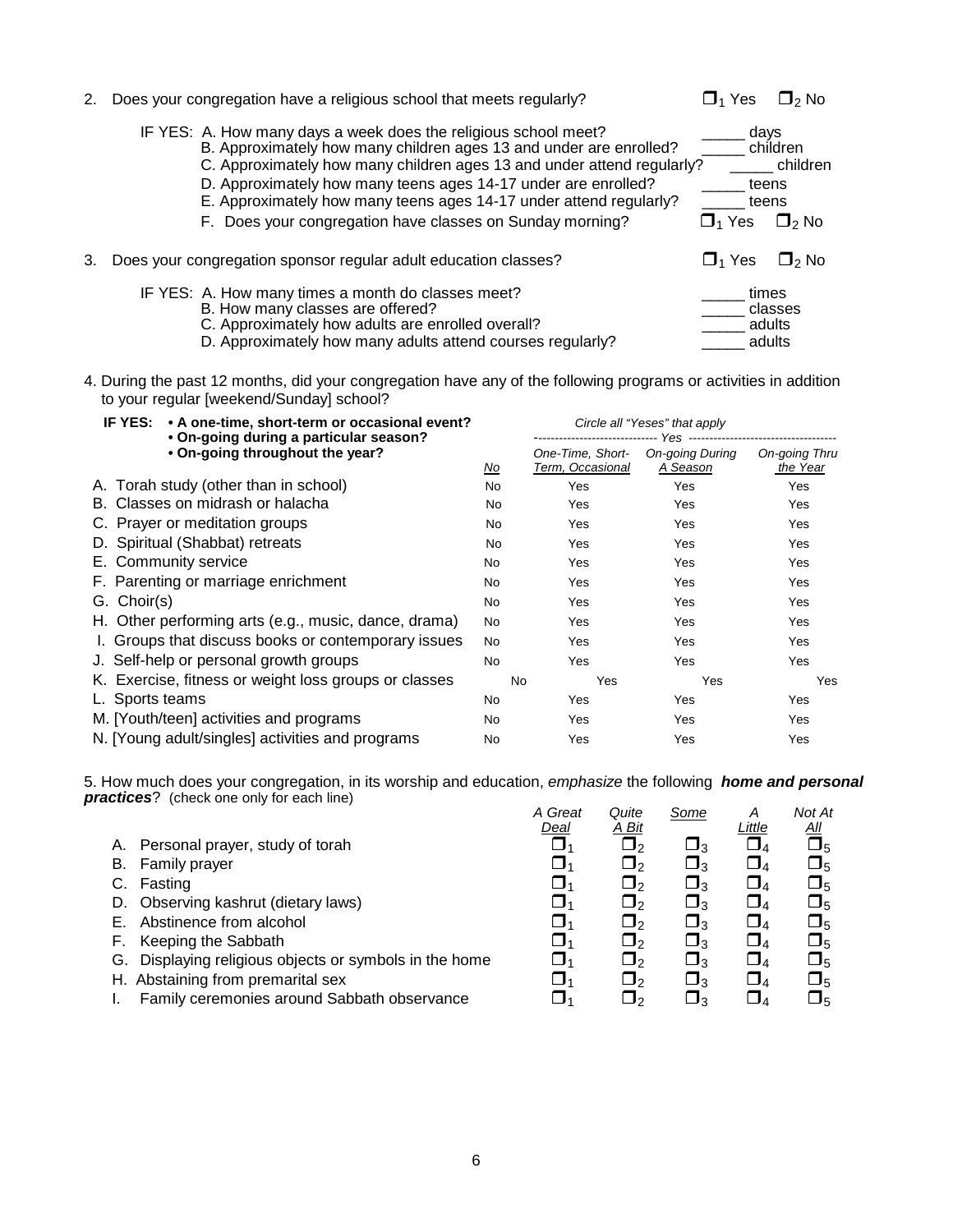2. Does your congregation have a religious school that meets regularly? ☐1 Yes ☐2 No

IF YES: A. How many days a week does the religious school meet? _____ days
B. Approximately how many children ages 13 and under are enrolled? _____ children
C. Approximately how many children ages 13 and under attend regularly? _____ children
D. Approximately how many teens ages 14-17 under are enrolled? _____ teens
E. Approximately how many teens ages 14-17 under attend regularly? _____ teens
F. Does your congregation have classes on Sunday morning? ☐1 Yes ☐2 No

3. Does your congregation sponsor regular adult education classes? ☐1 Yes ☐2 No

IF YES: A. How many times a month do classes meet? _____ times
B. How many classes are offered? _____ classes
C. Approximately how adults are enrolled overall? _____ adults
D. Approximately how many adults attend courses regularly? _____ adults

4. During the past 12 months, did your congregation have any of the following programs or activities in addition to your regular [weekend/Sunday] school?

**IF YES: • A one-time, short-term or occasional event?**
**• On-going during a particular season?**
**• On-going throughout the year?**

*Circle all "Yeses" that apply*

| | | Yes | | |
|---|---|---|---|---|
| | *No* | *One-Time, Short-Term, Occasional* | *On-going During A Season* | *On-going Thru the Year* |
| A. Torah study (other than in school) | No | Yes | Yes | Yes |
| B. Classes on midrash or halacha | No | Yes | Yes | Yes |
| C. Prayer or meditation groups | No | Yes | Yes | Yes |
| D. Spiritual (Shabbat) retreats | No | Yes | Yes | Yes |
| E. Community service | No | Yes | Yes | Yes |
| F. Parenting or marriage enrichment | No | Yes | Yes | Yes |
| G. Choir(s) | No | Yes | Yes | Yes |
| H. Other performing arts (e.g., music, dance, drama) | No | Yes | Yes | Yes |
| I. Groups that discuss books or contemporary issues | No | Yes | Yes | Yes |
| J. Self-help or personal growth groups | No | Yes | Yes | Yes |
| K. Exercise, fitness or weight loss groups or classes | No | Yes | Yes | Yes |
| L. Sports teams | No | Yes | Yes | Yes |
| M. [Youth/teen] activities and programs | No | Yes | Yes | Yes |
| N. [Young adult/singles] activities and programs | No | Yes | Yes | Yes |

5. How much does your congregation, in its worship and education, *emphasize* the following ***home and personal practices***? (check one only for each line)

| | *A Great Deal* | *Quite A Bit* | *Some* | *A Little* | *Not At All* |
|---|---|---|---|---|---|
| A. Personal prayer, study of torah | ☐1 | ☐2 | ☐3 | ☐4 | ☐5 |
| B. Family prayer | ☐1 | ☐2 | ☐3 | ☐4 | ☐5 |
| C. Fasting | ☐1 | ☐2 | ☐3 | ☐4 | ☐5 |
| D. Observing kashrut (dietary laws) | ☐1 | ☐2 | ☐3 | ☐4 | ☐5 |
| E. Abstinence from alcohol | ☐1 | ☐2 | ☐3 | ☐4 | ☐5 |
| F. Keeping the Sabbath | ☐1 | ☐2 | ☐3 | ☐4 | ☐5 |
| G. Displaying religious objects or symbols in the home | ☐1 | ☐2 | ☐3 | ☐4 | ☐5 |
| H. Abstaining from premarital sex | ☐1 | ☐2 | ☐3 | ☐4 | ☐5 |
| I. Family ceremonies around Sabbath observance | ☐1 | ☐2 | ☐3 | ☐4 | ☐5 |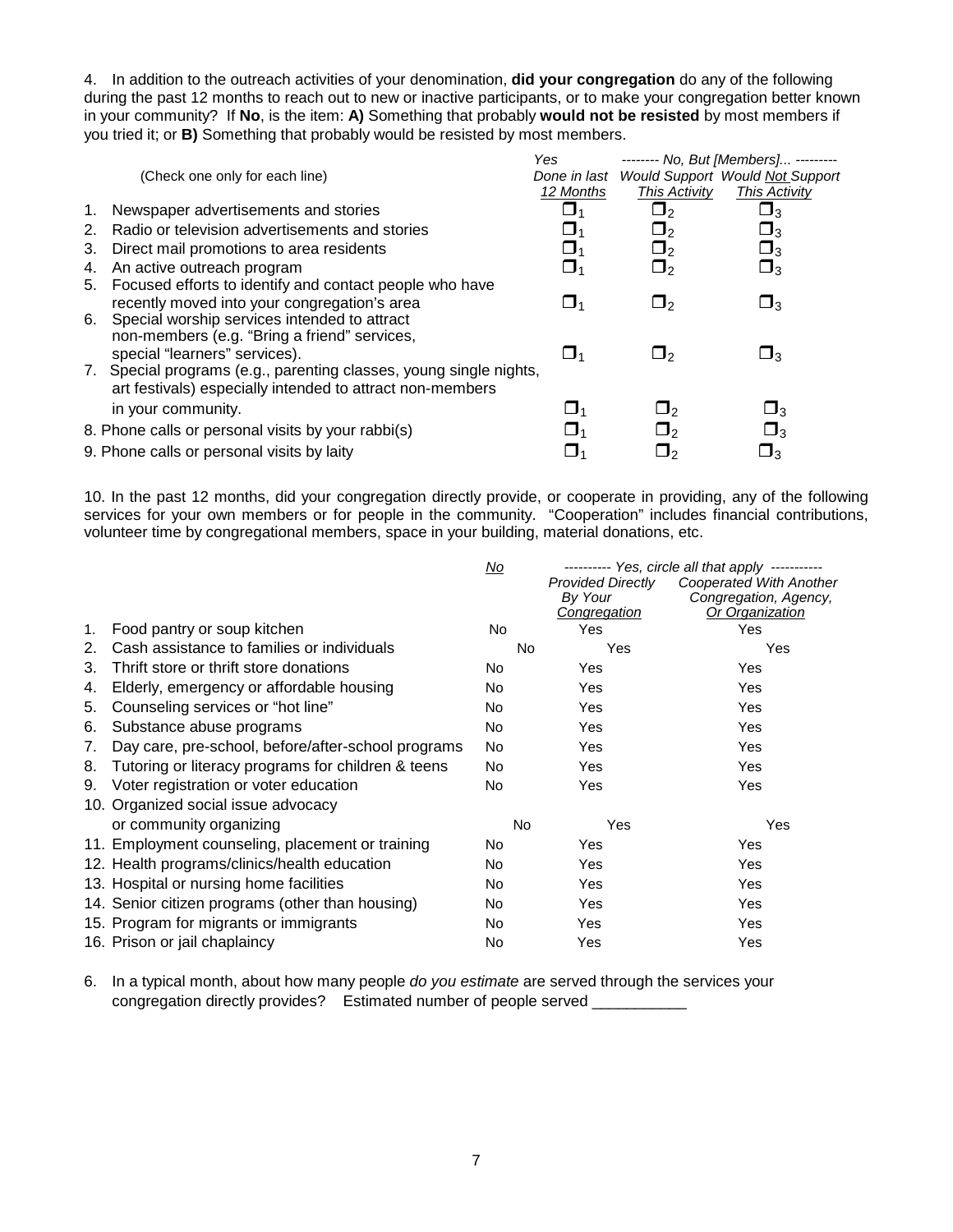4. In addition to the outreach activities of your denomination, **did your congregation** do any of the following during the past 12 months to reach out to new or inactive participants, or to make your congregation better known in your community? If **No**, is the item: **A)** Something that probably **would not be resisted** by most members if you tried it; or **B)** Something that probably would be resisted by most members.

| (Check one only for each line) | *Yes Done in last 12 Months* | *-------- No, But [Members]... --------- Would Support This Activity* | *Would Not Support This Activity* |
|---|---|---|---|
| 1. Newspaper advertisements and stories | ❒1 | ❒2 | ❒3 |
| 2. Radio or television advertisements and stories | ❒1 | ❒2 | ❒3 |
| 3. Direct mail promotions to area residents | ❒1 | ❒2 | ❒3 |
| 4. An active outreach program | ❒1 | ❒2 | ❒3 |
| 5. Focused efforts to identify and contact people who have recently moved into your congregation's area | ❒1 | ❒2 | ❒3 |
| 6. Special worship services intended to attract non-members (e.g. "Bring a friend" services, special "learners" services). | ❒1 | ❒2 | ❒3 |
| 7. Special programs (e.g., parenting classes, young single nights, art festivals) especially intended to attract non-members in your community. | ❒1 | ❒2 | ❒3 |
| 8. Phone calls or personal visits by your rabbi(s) | ❒1 | ❒2 | ❒3 |
| 9. Phone calls or personal visits by laity | ❒1 | ❒2 | ❒3 |

10. In the past 12 months, did your congregation directly provide, or cooperate in providing, any of the following services for your own members or for people in the community. "Cooperation" includes financial contributions, volunteer time by congregational members, space in your building, material donations, etc.

| | *No* | *---------- Yes, circle all that apply ----------- Provided Directly By Your Congregation* | *Cooperated With Another Congregation, Agency, Or Organization* |
|---|---|---|---|
| 1. Food pantry or soup kitchen | No | Yes | Yes |
| 2. Cash assistance to families or individuals | No | Yes | Yes |
| 3. Thrift store or thrift store donations | No | Yes | Yes |
| 4. Elderly, emergency or affordable housing | No | Yes | Yes |
| 5. Counseling services or "hot line" | No | Yes | Yes |
| 6. Substance abuse programs | No | Yes | Yes |
| 7. Day care, pre-school, before/after-school programs | No | Yes | Yes |
| 8. Tutoring or literacy programs for children & teens | No | Yes | Yes |
| 9. Voter registration or voter education | No | Yes | Yes |
| 10. Organized social issue advocacy or community organizing | No | Yes | Yes |
| 11. Employment counseling, placement or training | No | Yes | Yes |
| 12. Health programs/clinics/health education | No | Yes | Yes |
| 13. Hospital or nursing home facilities | No | Yes | Yes |
| 14. Senior citizen programs (other than housing) | No | Yes | Yes |
| 15. Program for migrants or immigrants | No | Yes | Yes |
| 16. Prison or jail chaplaincy | No | Yes | Yes |

6. In a typical month, about how many people *do you estimate* are served through the services your congregation directly provides? Estimated number of people served ___________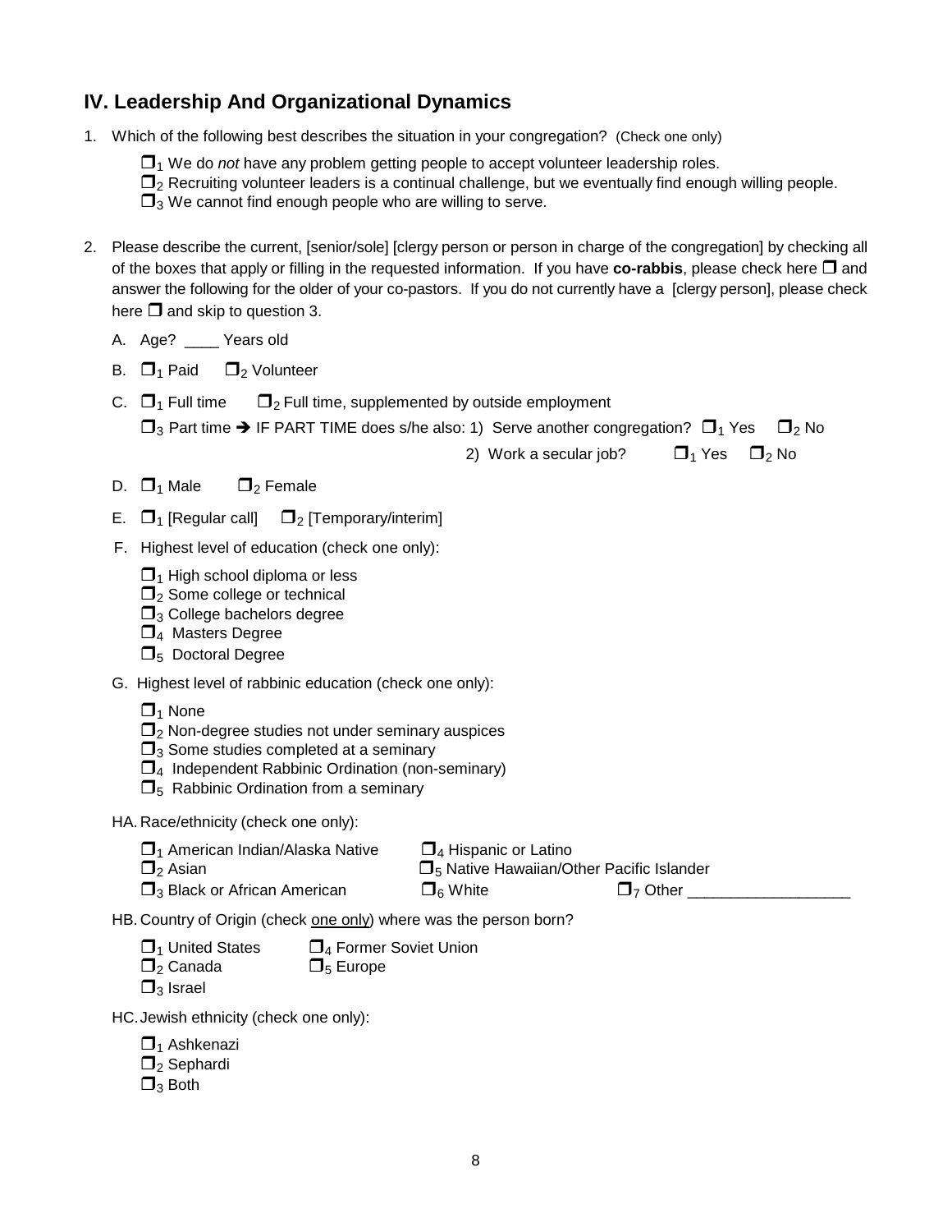## IV. Leadership And Organizational Dynamics

1. Which of the following best describes the situation in your congregation? (Check one only)

   ❐1 We do *not* have any problem getting people to accept volunteer leadership roles.
   ❐2 Recruiting volunteer leaders is a continual challenge, but we eventually find enough willing people.
   ❐3 We cannot find enough people who are willing to serve.

2. Please describe the current, [senior/sole] [clergy person or person in charge of the congregation] by checking all of the boxes that apply or filling in the requested information. If you have **co-rabbis**, please check here ❐ and answer the following for the older of your co-pastors. If you do not currently have a [clergy person], please check here ❐ and skip to question 3.

   A. Age? ____ Years old

   B. ❐1 Paid ❐2 Volunteer

   C. ❐1 Full time ❐2 Full time, supplemented by outside employment

      ❐3 Part time ➔ IF PART TIME does s/he also: 1) Serve another congregation? ❐1 Yes ❐2 No

      2) Work a secular job? ❐1 Yes ❐2 No

   D. ❐1 Male ❐2 Female

   E. ❐1 [Regular call] ❐2 [Temporary/interim]

   F. Highest level of education (check one only):

      ❐1 High school diploma or less
      ❐2 Some college or technical
      ❐3 College bachelors degree
      ❐4 Masters Degree
      ❐5 Doctoral Degree

   G. Highest level of rabbinic education (check one only):

      ❐1 None
      ❐2 Non-degree studies not under seminary auspices
      ❐3 Some studies completed at a seminary
      ❐4 Independent Rabbinic Ordination (non-seminary)
      ❐5 Rabbinic Ordination from a seminary

   HA. Race/ethnicity (check one only):

      ❐1 American Indian/Alaska Native
      ❐2 Asian
      ❐3 Black or African American
      ❐4 Hispanic or Latino
      ❐5 Native Hawaiian/Other Pacific Islander
      ❐6 White
      ❐7 Other ___________________

   HB. Country of Origin (check one only) where was the person born?

      ❐1 United States
      ❐2 Canada
      ❐3 Israel
      ❐4 Former Soviet Union
      ❐5 Europe

   HC. Jewish ethnicity (check one only):

      ❐1 Ashkenazi
      ❐2 Sephardi
      ❐3 Both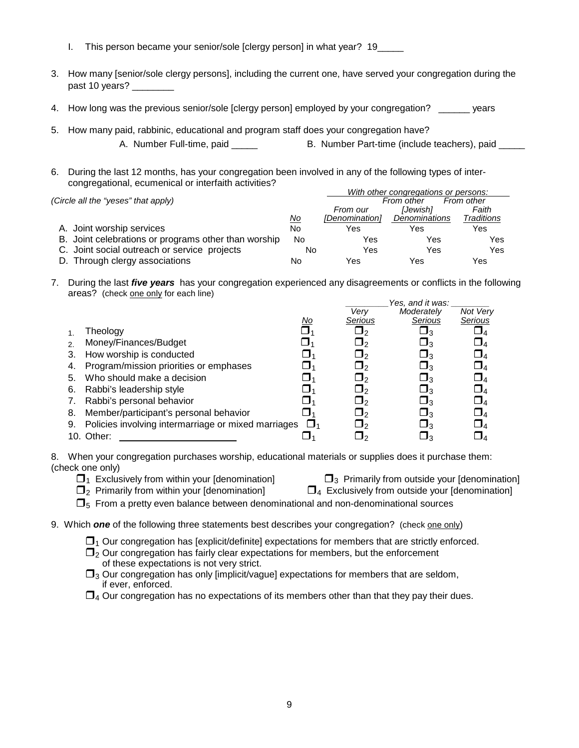I. This person became your senior/sole [clergy person] in what year? 19_____

3. How many [senior/sole clergy persons], including the current one, have served your congregation during the past 10 years? ________

4. How long was the previous senior/sole [clergy person] employed by your congregation? ______ years

5. How many paid, rabbinic, educational and program staff does your congregation have?

   A. Number Full-time, paid _____ B. Number Part-time (include teachers), paid _____

6. During the last 12 months, has your congregation been involved in any of the following types of inter-congregational, ecumenical or interfaith activities?

*(Circle all the "yeses" that apply)*

| | | *With other congregations or persons:* | | |
|---|---|---|---|---|
| | *No* | *From our [Denomination]* | *From other [Jewish] Denominations* | *From other Faith Traditions* |
| A. Joint worship services | No | Yes | Yes | Yes |
| B. Joint celebrations or programs other than worship | No | Yes | Yes | Yes |
| C. Joint social outreach or service projects | No | Yes | Yes | Yes |
| D. Through clergy associations | No | Yes | Yes | Yes |

7. During the last ***five years*** has your congregation experienced any disagreements or conflicts in the following areas? (check one only for each line)

| | | *Yes, and it was:* | | |
|---|---|---|---|---|
| | *No* | *Very Serious* | *Moderately Serious* | *Not Very Serious* |
| 1. Theology | ❒1 | ❒2 | ❒3 | ❒4 |
| 2. Money/Finances/Budget | ❒1 | ❒2 | ❒3 | ❒4 |
| 3. How worship is conducted | ❒1 | ❒2 | ❒3 | ❒4 |
| 4. Program/mission priorities or emphases | ❒1 | ❒2 | ❒3 | ❒4 |
| 5. Who should make a decision | ❒1 | ❒2 | ❒3 | ❒4 |
| 6. Rabbi's leadership style | ❒1 | ❒2 | ❒3 | ❒4 |
| 7. Rabbi's personal behavior | ❒1 | ❒2 | ❒3 | ❒4 |
| 8. Member/participant's personal behavior | ❒1 | ❒2 | ❒3 | ❒4 |
| 9. Policies involving intermarriage or mixed marriages | ❒1 | ❒2 | ❒3 | ❒4 |
| 10. Other: ____________________ | ❒1 | ❒2 | ❒3 | ❒4 |

8. When your congregation purchases worship, educational materials or supplies does it purchase them: (check one only)

- ❒1 Exclusively from within your [denomination]
- ❒2 Primarily from within your [denomination]
- ❒3 Primarily from outside your [denomination]
- ❒4 Exclusively from outside your [denomination]
- ❒5 From a pretty even balance between denominational and non-denominational sources

9. Which ***one*** of the following three statements best describes your congregation? (check one only)

- ❒1 Our congregation has [explicit/definite] expectations for members that are strictly enforced.
- ❒2 Our congregation has fairly clear expectations for members, but the enforcement of these expectations is not very strict.
- ❒3 Our congregation has only [implicit/vague] expectations for members that are seldom, if ever, enforced.
- ❒4 Our congregation has no expectations of its members other than that they pay their dues.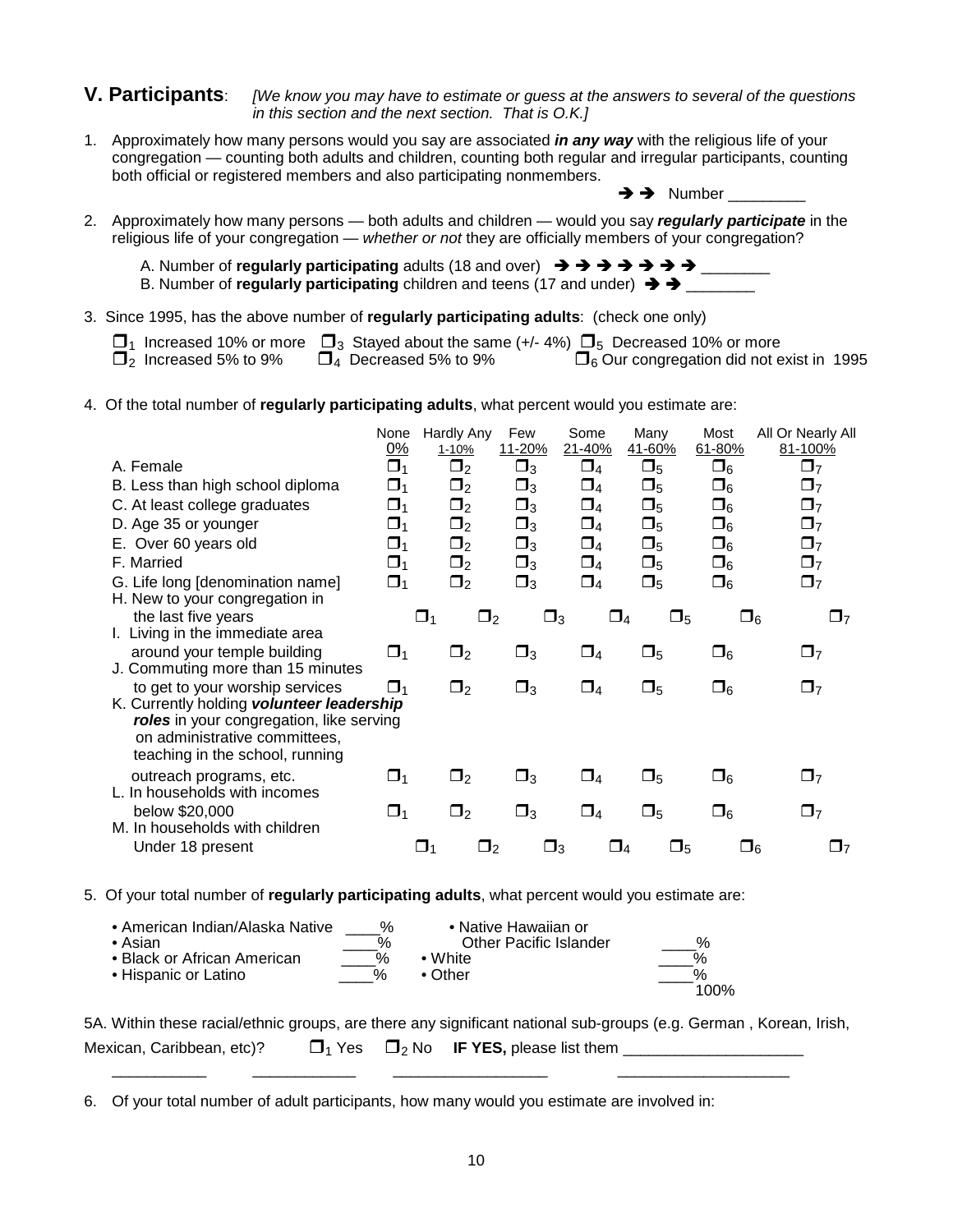## V. Participants: *[We know you may have to estimate or guess at the answers to several of the questions in this section and the next section. That is O.K.]*

1. Approximately how many persons would you say are associated ***in any way*** with the religious life of your congregation — counting both adults and children, counting both regular and irregular participants, counting both official or registered members and also participating nonmembers.

   ➔ ➔ Number _________

2. Approximately how many persons — both adults and children — would you say ***regularly participate*** in the religious life of your congregation — *whether or not* they are officially members of your congregation?

   A. Number of **regularly participating** adults (18 and over) ➔ ➔ ➔ ➔ ➔ ➔ ➔ ________
   B. Number of **regularly participating** children and teens (17 and under) ➔ ➔ ________

3. Since 1995, has the above number of **regularly participating adults**: (check one only)

   ❒1 Increased 10% or more ❒3 Stayed about the same (+/- 4%) ❒5 Decreased 10% or more
   ❒2 Increased 5% to 9% ❒4 Decreased 5% to 9% ❒6 Our congregation did not exist in 1995

4. Of the total number of **regularly participating adults**, what percent would you estimate are:

| | None 0% | Hardly Any 1-10% | Few 11-20% | Some 21-40% | Many 41-60% | Most 61-80% | All Or Nearly All 81-100% |
|---|---|---|---|---|---|---|---|
| A. Female | ❒1 | ❒2 | ❒3 | ❒4 | ❒5 | ❒6 | ❒7 |
| B. Less than high school diploma | ❒1 | ❒2 | ❒3 | ❒4 | ❒5 | ❒6 | ❒7 |
| C. At least college graduates | ❒1 | ❒2 | ❒3 | ❒4 | ❒5 | ❒6 | ❒7 |
| D. Age 35 or younger | ❒1 | ❒2 | ❒3 | ❒4 | ❒5 | ❒6 | ❒7 |
| E. Over 60 years old | ❒1 | ❒2 | ❒3 | ❒4 | ❒5 | ❒6 | ❒7 |
| F. Married | ❒1 | ❒2 | ❒3 | ❒4 | ❒5 | ❒6 | ❒7 |
| G. Life long [denomination name] | ❒1 | ❒2 | ❒3 | ❒4 | ❒5 | ❒6 | ❒7 |
| H. New to your congregation in the last five years | ❒1 | ❒2 | ❒3 | ❒4 | ❒5 | ❒6 | ❒7 |
| I. Living in the immediate area around your temple building | ❒1 | ❒2 | ❒3 | ❒4 | ❒5 | ❒6 | ❒7 |
| J. Commuting more than 15 minutes to get to your worship services | ❒1 | ❒2 | ❒3 | ❒4 | ❒5 | ❒6 | ❒7 |
| K. Currently holding ***volunteer leadership roles*** in your congregation, like serving on administrative committees, teaching in the school, running outreach programs, etc. | ❒1 | ❒2 | ❒3 | ❒4 | ❒5 | ❒6 | ❒7 |
| L. In households with incomes below $20,000 | ❒1 | ❒2 | ❒3 | ❒4 | ❒5 | ❒6 | ❒7 |
| M. In households with children Under 18 present | ❒1 | ❒2 | ❒3 | ❒4 | ❒5 | ❒6 | ❒7 |

5. Of your total number of **regularly participating adults**, what percent would you estimate are:

   • American Indian/Alaska Native ____%
   • Asian ____%
   • Black or African American ____%
   • Hispanic or Latino ____%
   • Native Hawaiian or Other Pacific Islander ____%
   • White ____%
   • Other ____%
   100%

5A. Within these racial/ethnic groups, are there any significant national sub-groups (e.g. German , Korean, Irish, Mexican, Caribbean, etc)? ❒1 Yes ❒2 No **IF YES,** please list them ____________________

___________ ____________ __________________ ____________________

6. Of your total number of adult participants, how many would you estimate are involved in: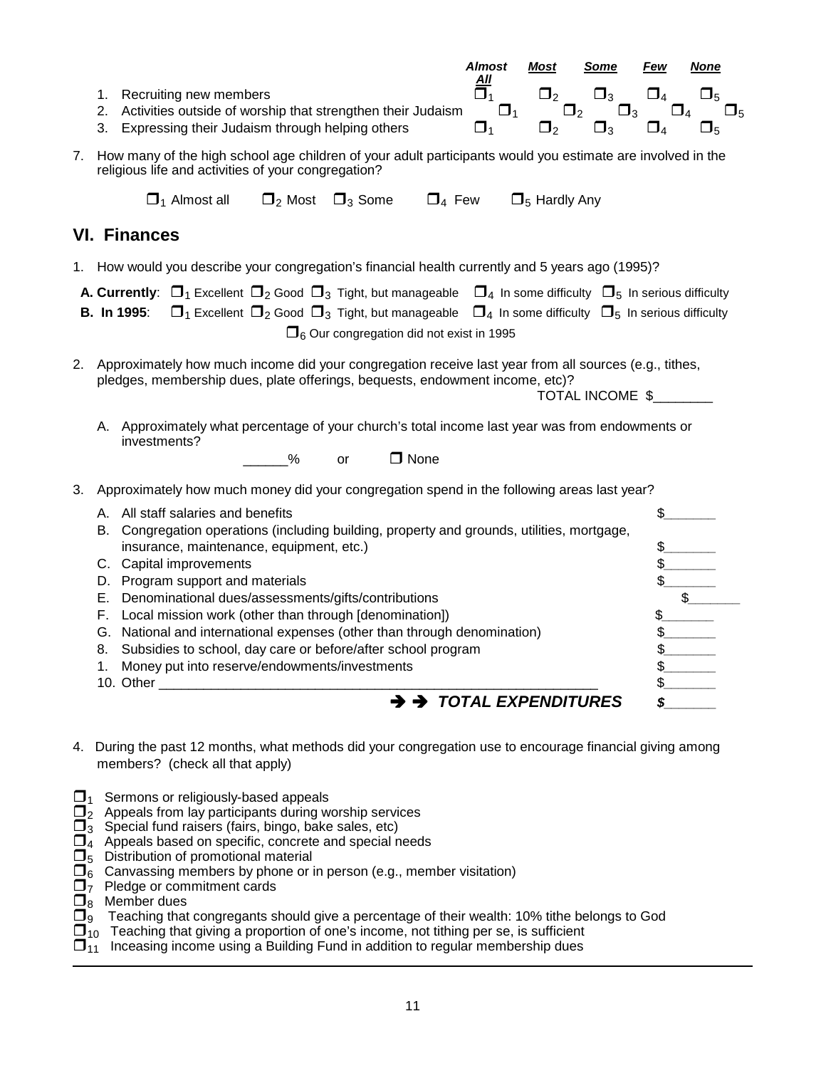| | Almost All | Most | Some | Few | None |
|---|---|---|---|---|---|
| 1. Recruiting new members | ❒1 | ❒2 | ❒3 | ❒4 | ❒5 |
| 2. Activities outside of worship that strengthen their Judaism | ❒1 | ❒2 | ❒3 | ❒4 | ❒5 |
| 3. Expressing their Judaism through helping others | ❒1 | ❒2 | ❒3 | ❒4 | ❒5 |

7. How many of the high school age children of your adult participants would you estimate are involved in the religious life and activities of your congregation?

   ❒1 Almost all ❒2 Most ❒3 Some ❒4 Few ❒5 Hardly Any

## VI. Finances

1. How would you describe your congregation's financial health currently and 5 years ago (1995)?

   **A. Currently**: ❒1 Excellent ❒2 Good ❒3 Tight, but manageable ❒4 In some difficulty ❒5 In serious difficulty

   **B. In 1995**: ❒1 Excellent ❒2 Good ❒3 Tight, but manageable ❒4 In some difficulty ❒5 In serious difficulty

   ❒6 Our congregation did not exist in 1995

2. Approximately how much income did your congregation receive last year from all sources (e.g., tithes, pledges, membership dues, plate offerings, bequests, endowment income, etc)?

   TOTAL INCOME $________

   A. Approximately what percentage of your church's total income last year was from endowments or investments?

   ______% or ❒ None

3. Approximately how much money did your congregation spend in the following areas last year?

   A. All staff salaries and benefits $_______
   B. Congregation operations (including building, property and grounds, utilities, mortgage, insurance, maintenance, equipment, etc.) $_______
   C. Capital improvements $_______
   D. Program support and materials $_______
   E. Denominational dues/assessments/gifts/contributions $_______
   F. Local mission work (other than through [denomination]) $_______
   G. National and international expenses (other than through denomination) $_______
   8. Subsidies to school, day care or before/after school program $_______
   1. Money put into reserve/endowments/investments $_______
   10. Other ________________________________________________________ $_______

   ➔ ➔ ***TOTAL EXPENDITURES*** ***$_______***

4. During the past 12 months, what methods did your congregation use to encourage financial giving among members? (check all that apply)

❒1 Sermons or religiously-based appeals
❒2 Appeals from lay participants during worship services
❒3 Special fund raisers (fairs, bingo, bake sales, etc)
❒4 Appeals based on specific, concrete and special needs
❒5 Distribution of promotional material
❒6 Canvassing members by phone or in person (e.g., member visitation)
❒7 Pledge or commitment cards
❒8 Member dues
❒9 Teaching that congregants should give a percentage of their wealth: 10% tithe belongs to God
❒10 Teaching that giving a proportion of one's income, not tithing per se, is sufficient
❒11 Inceasing income using a Building Fund in addition to regular membership dues